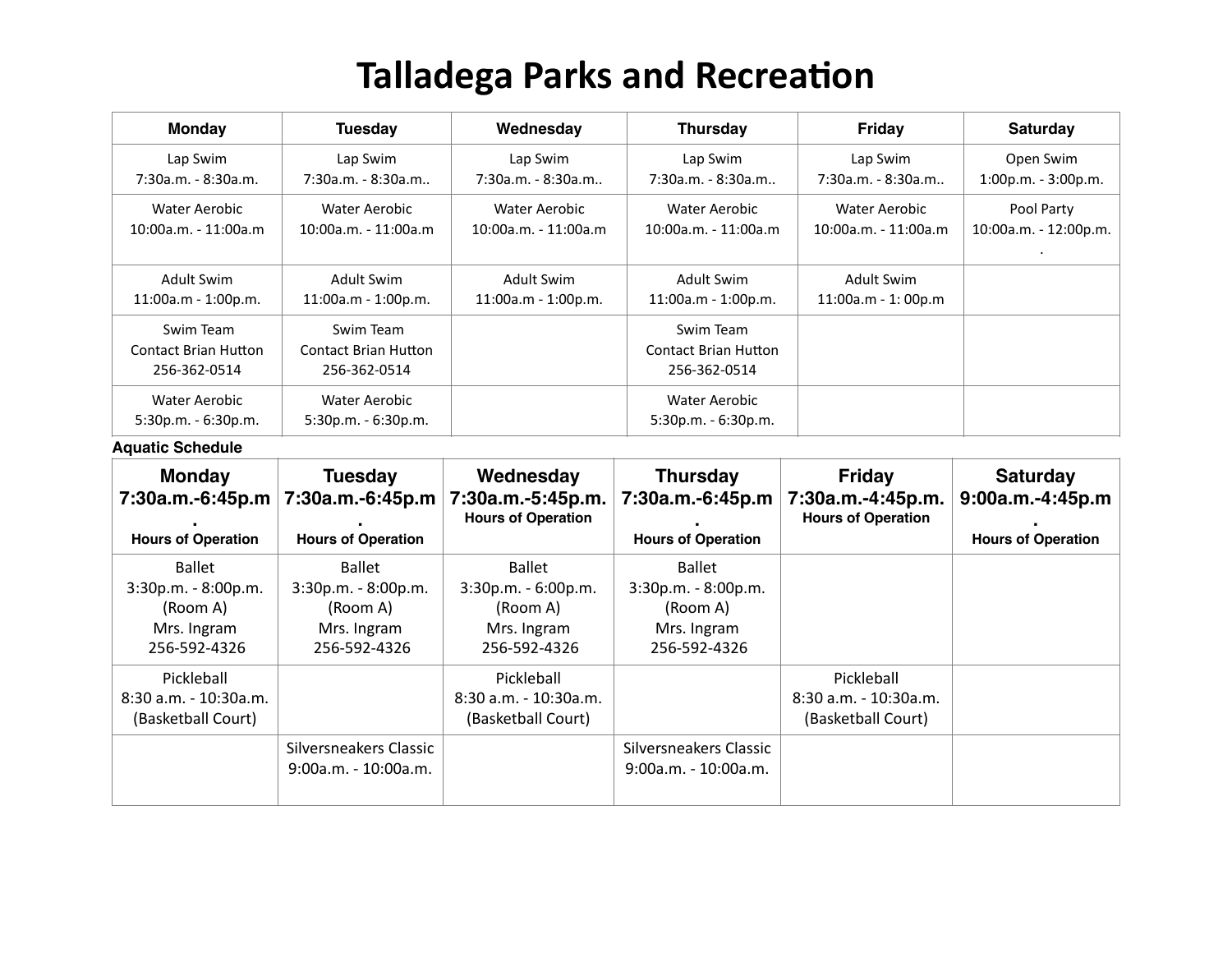# Talladega Parks and Recreation

| Monday | Tuesday | Wednesday | Thursday | Friday | Saturday |
|---|---|---|---|---|---|
| Lap Swim 7:30a.m. - 8:30a.m. | Lap Swim 7:30a.m. - 8:30a.m.. | Lap Swim 7:30a.m. - 8:30a.m.. | Lap Swim 7:30a.m. - 8:30a.m.. | Lap Swim 7:30a.m. - 8:30a.m.. | Open Swim 1:00p.m. - 3:00p.m. |
| Water Aerobic 10:00a.m. - 11:00a.m | Water Aerobic 10:00a.m. - 11:00a.m | Water Aerobic 10:00a.m. - 11:00a.m | Water Aerobic 10:00a.m. - 11:00a.m | Water Aerobic 10:00a.m. - 11:00a.m | Pool Party 10:00a.m. - 12:00p.m. . |
| Adult Swim 11:00a.m - 1:00p.m. | Adult Swim 11:00a.m - 1:00p.m. | Adult Swim 11:00a.m - 1:00p.m. | Adult Swim 11:00a.m - 1:00p.m. | Adult Swim 11:00a.m - 1: 00p.m | |
| Swim Team Contact Brian Hutton 256-362-0514 | Swim Team Contact Brian Hutton 256-362-0514 | | Swim Team Contact Brian Hutton 256-362-0514 | | |
| Water Aerobic 5:30p.m. - 6:30p.m. | Water Aerobic 5:30p.m. - 6:30p.m. | | Water Aerobic 5:30p.m. - 6:30p.m. | | |

**Aquatic Schedule**

| **Monday 7:30a.m.-6:45p.m .** Hours of Operation | **Tuesday 7:30a.m.-6:45p.m .** Hours of Operation | **Wednesday 7:30a.m.-5:45p.m.** Hours of Operation | **Thursday 7:30a.m.-6:45p.m .** Hours of Operation | **Friday 7:30a.m.-4:45p.m.** Hours of Operation | **Saturday 9:00a.m.-4:45p.m .** Hours of Operation |
|---|---|---|---|---|---|
| Ballet 3:30p.m. - 8:00p.m. (Room A) Mrs. Ingram 256-592-4326 | Ballet 3:30p.m. - 8:00p.m. (Room A) Mrs. Ingram 256-592-4326 | Ballet 3:30p.m. - 6:00p.m. (Room A) Mrs. Ingram 256-592-4326 | Ballet 3:30p.m. - 8:00p.m. (Room A) Mrs. Ingram 256-592-4326 | | |
| Pickleball 8:30 a.m. - 10:30a.m. (Basketball Court) | | Pickleball 8:30 a.m. - 10:30a.m. (Basketball Court) | | Pickleball 8:30 a.m. - 10:30a.m. (Basketball Court) | |
| | Silversneakers Classic 9:00a.m. - 10:00a.m. | | Silversneakers Classic 9:00a.m. - 10:00a.m. | | |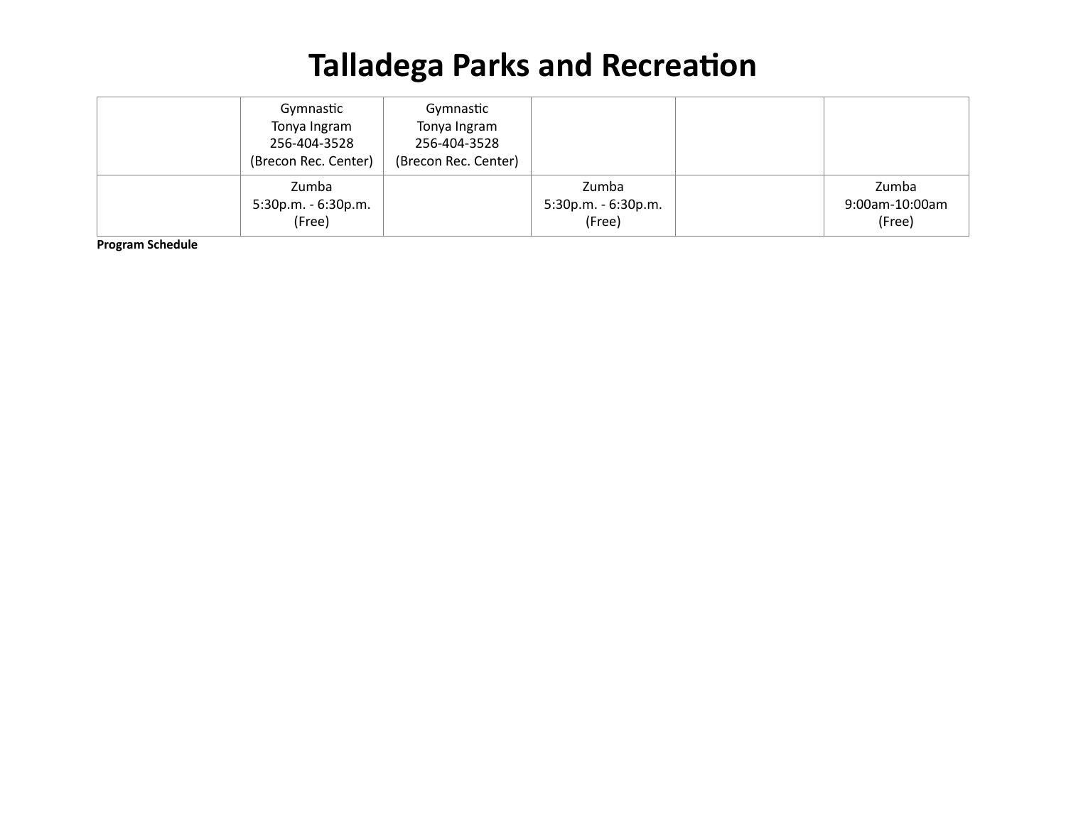# Talladega Parks and Recreation

| | | | | | |
|---|---|---|---|---|---|
| | Gymnastic<br>Tonya Ingram<br>256-404-3528<br>(Brecon Rec. Center) | Gymnastic<br>Tonya Ingram<br>256-404-3528<br>(Brecon Rec. Center) | | | |
| | Zumba<br>5:30p.m. - 6:30p.m.<br>(Free) | | Zumba<br>5:30p.m. - 6:30p.m.<br>(Free) | | Zumba<br>9:00am-10:00am<br>(Free) |

**Program Schedule**